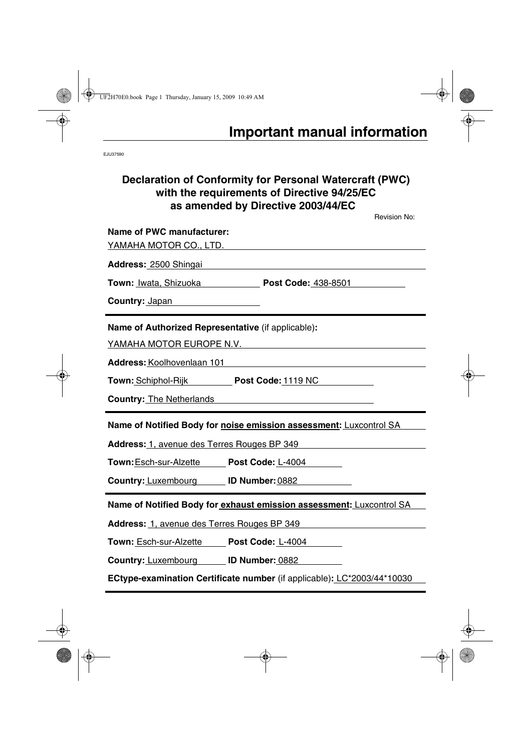# Important manual information

EJU37590

## Declaration of Conformity for Personal Watercraft (PWC) with the requirements of Directive 94/25/EC as amended by Directive 2003/44/EC

Revision No:

**Name of PWC manufacturer:**
YAMAHA MOTOR CO., LTD.

**Address:** 2500 Shingai

**Town:** Iwata, Shizuoka **Post Code:** 438-8501

**Country:** Japan

---

**Name of Authorized Representative** (if applicable)**:**
YAMAHA MOTOR EUROPE N.V.

**Address:** Koolhovenlaan 101

**Town:** Schiphol-Rijk **Post Code:** 1119 NC

**Country:** The Netherlands

---

**Name of Notified Body for noise emission assessment:** Luxcontrol SA

**Address:** 1, avenue des Terres Rouges BP 349

**Town:** Esch-sur-Alzette **Post Code:** L-4004

**Country:** Luxembourg **ID Number:** 0882

---

**Name of Notified Body for exhaust emission assessment:** Luxcontrol SA

**Address:** 1, avenue des Terres Rouges BP 349

**Town:** Esch-sur-Alzette **Post Code:** L-4004

**Country:** Luxembourg **ID Number:** 0882

**ECtype-examination Certificate number** (if applicable)**:** LC*2003/44*10030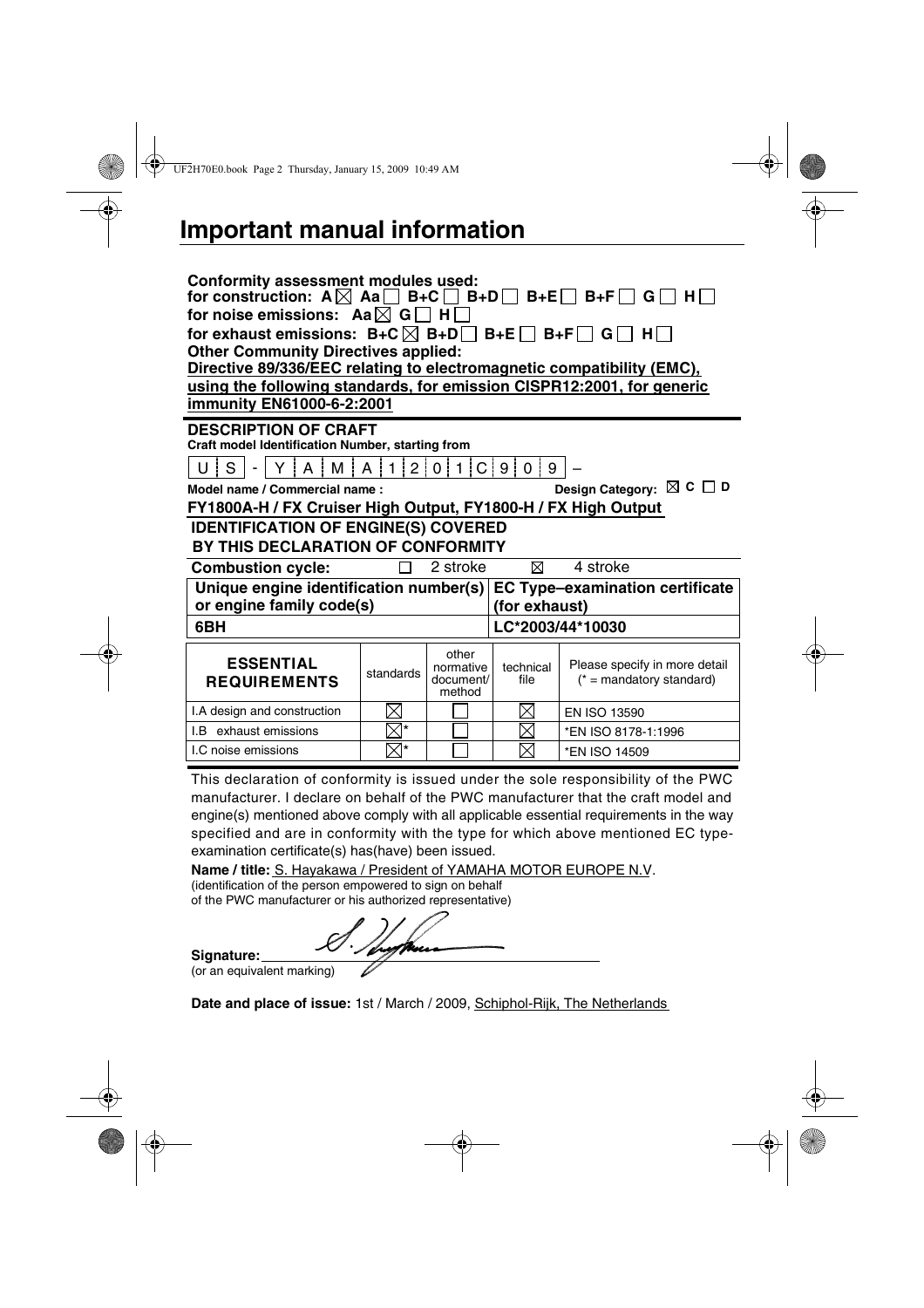# Important manual information

**Conformity assessment modules used:**
**for construction: A ☒ Aa ☐ B+C ☐ B+D ☐ B+E ☐ B+F ☐ G ☐ H ☐**
**for noise emissions: Aa ☒ G ☐ H ☐**
**for exhaust emissions: B+C ☒ B+D ☐ B+E ☐ B+F ☐ G ☐ H ☐**
**Other Community Directives applied:**
**Directive 89/336/EEC relating to electromagnetic compatibility (EMC), using the following standards, for emission CISPR12:2001, for generic immunity EN61000-6-2:2001**

**DESCRIPTION OF CRAFT**
**Craft model Identification Number, starting from**

U S - Y A M A 1 2 0 1 C 9 0 9 –

**Model name / Commercial name :** **Design Category: ☒ C ☐ D**

**FY1800A-H / FX Cruiser High Output, FY1800-H / FX High Output**

**IDENTIFICATION OF ENGINE(S) COVERED BY THIS DECLARATION OF CONFORMITY**

**Combustion cycle:** ☐ 2 stroke ☒ 4 stroke

| **Unique engine identification number(s) or engine family code(s)** | **EC Type–examination certificate (for exhaust)** |
|---|---|
| **6BH** | **LC*2003/44*10030** |

| **ESSENTIAL REQUIREMENTS** | standards | other normative document/ method | technical file | Please specify in more detail (* = mandatory standard) |
|---|---|---|---|---|
| I.A design and construction | ☒ | ☐ | ☒ | EN ISO 13590 |
| I.B exhaust emissions | ☒* | ☐ | ☒ | *EN ISO 8178-1:1996 |
| I.C noise emissions | ☒* | ☐ | ☒ | *EN ISO 14509 |

This declaration of conformity is issued under the sole responsibility of the PWC manufacturer. I declare on behalf of the PWC manufacturer that the craft model and engine(s) mentioned above comply with all applicable essential requirements in the way specified and are in conformity with the type for which above mentioned EC type-examination certificate(s) has(have) been issued.

**Name / title:** S. Hayakawa / President of YAMAHA MOTOR EUROPE N.V.
(identification of the person empowered to sign on behalf of the PWC manufacturer or his authorized representative)

**Signature:**
(or an equivalent marking)

**Date and place of issue:** 1st / March / 2009, Schiphol-Rijk, The Netherlands